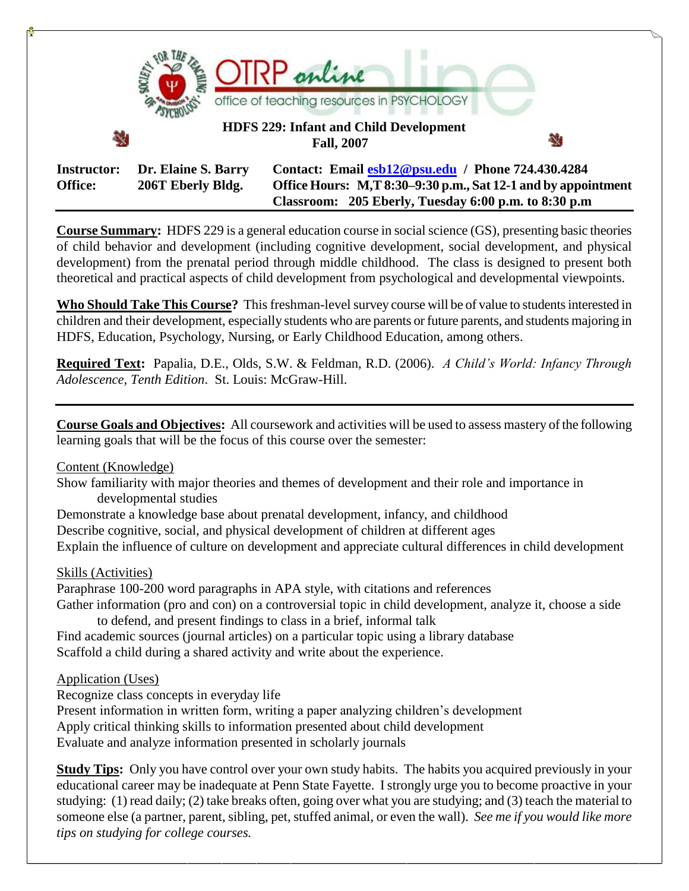# HDFS 229: Infant and Child Development

**Fall, 2007**

**Instructor:** Dr. Elaine S. Barry
**Office:** 206T Eberly Bldg.

**Contact: Email esb12@psu.edu / Phone 724.430.4284**
**Office Hours: M,T 8:30–9:30 p.m., Sat 12-1 and by appointment**
**Classroom: 205 Eberly, Tuesday 6:00 p.m. to 8:30 p.m**

**Course Summary:** HDFS 229 is a general education course in social science (GS), presenting basic theories of child behavior and development (including cognitive development, social development, and physical development) from the prenatal period through middle childhood. The class is designed to present both theoretical and practical aspects of child development from psychological and developmental viewpoints.

**Who Should Take This Course?** This freshman-level survey course will be of value to students interested in children and their development, especially students who are parents or future parents, and students majoring in HDFS, Education, Psychology, Nursing, or Early Childhood Education, among others.

**Required Text:** Papalia, D.E., Olds, S.W. & Feldman, R.D. (2006). *A Child's World: Infancy Through Adolescence, Tenth Edition*. St. Louis: McGraw-Hill.

---

**Course Goals and Objectives:** All coursework and activities will be used to assess mastery of the following learning goals that will be the focus of this course over the semester:

Content (Knowledge)

Show familiarity with major theories and themes of development and their role and importance in developmental studies
Demonstrate a knowledge base about prenatal development, infancy, and childhood
Describe cognitive, social, and physical development of children at different ages
Explain the influence of culture on development and appreciate cultural differences in child development

Skills (Activities)

Paraphrase 100-200 word paragraphs in APA style, with citations and references
Gather information (pro and con) on a controversial topic in child development, analyze it, choose a side to defend, and present findings to class in a brief, informal talk
Find academic sources (journal articles) on a particular topic using a library database
Scaffold a child during a shared activity and write about the experience.

Application (Uses)

Recognize class concepts in everyday life
Present information in written form, writing a paper analyzing children's development
Apply critical thinking skills to information presented about child development
Evaluate and analyze information presented in scholarly journals

**Study Tips:** Only you have control over your own study habits. The habits you acquired previously in your educational career may be inadequate at Penn State Fayette. I strongly urge you to become proactive in your studying: (1) read daily; (2) take breaks often, going over what you are studying; and (3) teach the material to someone else (a partner, parent, sibling, pet, stuffed animal, or even the wall). *See me if you would like more tips on studying for college courses.*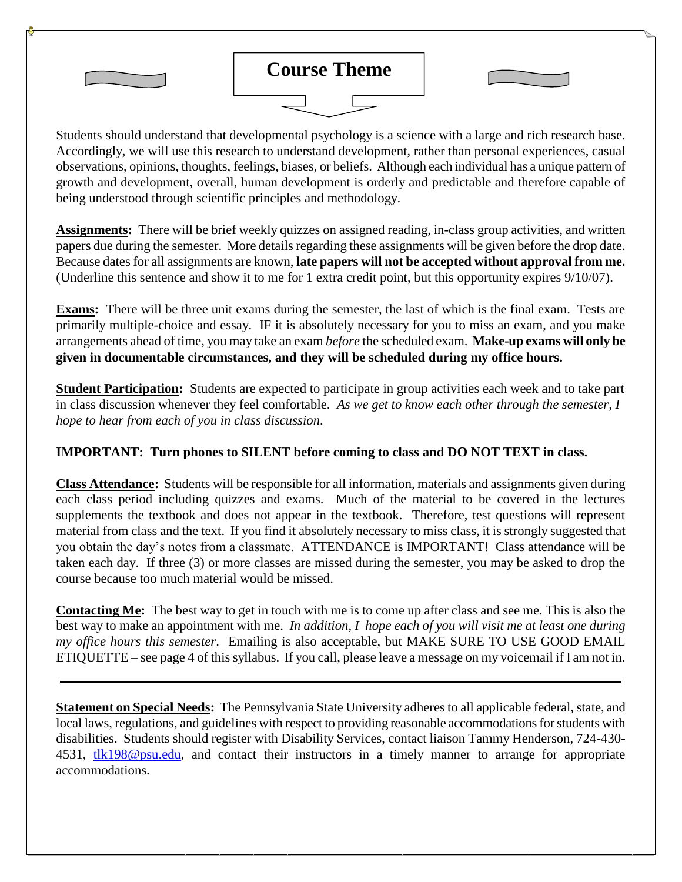# Course Theme

Students should understand that developmental psychology is a science with a large and rich research base. Accordingly, we will use this research to understand development, rather than personal experiences, casual observations, opinions, thoughts, feelings, biases, or beliefs. Although each individual has a unique pattern of growth and development, overall, human development is orderly and predictable and therefore capable of being understood through scientific principles and methodology.

**Assignments:** There will be brief weekly quizzes on assigned reading, in-class group activities, and written papers due during the semester. More details regarding these assignments will be given before the drop date. Because dates for all assignments are known, **late papers will not be accepted without approval from me.** (Underline this sentence and show it to me for 1 extra credit point, but this opportunity expires 9/10/07).

**Exams:** There will be three unit exams during the semester, the last of which is the final exam. Tests are primarily multiple-choice and essay. IF it is absolutely necessary for you to miss an exam, and you make arrangements ahead of time, you may take an exam *before* the scheduled exam. **Make-up exams will only be given in documentable circumstances, and they will be scheduled during my office hours.**

**Student Participation:** Students are expected to participate in group activities each week and to take part in class discussion whenever they feel comfortable. *As we get to know each other through the semester, I hope to hear from each of you in class discussion.*

**IMPORTANT: Turn phones to SILENT before coming to class and DO NOT TEXT in class.**

**Class Attendance:** Students will be responsible for all information, materials and assignments given during each class period including quizzes and exams. Much of the material to be covered in the lectures supplements the textbook and does not appear in the textbook. Therefore, test questions will represent material from class and the text. If you find it absolutely necessary to miss class, it is strongly suggested that you obtain the day's notes from a classmate. ATTENDANCE is IMPORTANT! Class attendance will be taken each day. If three (3) or more classes are missed during the semester, you may be asked to drop the course because too much material would be missed.

**Contacting Me:** The best way to get in touch with me is to come up after class and see me. This is also the best way to make an appointment with me. *In addition, I hope each of you will visit me at least one during my office hours this semester*. Emailing is also acceptable, but MAKE SURE TO USE GOOD EMAIL ETIQUETTE – see page 4 of this syllabus. If you call, please leave a message on my voicemail if I am not in.

---

**Statement on Special Needs:** The Pennsylvania State University adheres to all applicable federal, state, and local laws, regulations, and guidelines with respect to providing reasonable accommodations for students with disabilities. Students should register with Disability Services, contact liaison Tammy Henderson, 724-430-4531, tlk198@psu.edu, and contact their instructors in a timely manner to arrange for appropriate accommodations.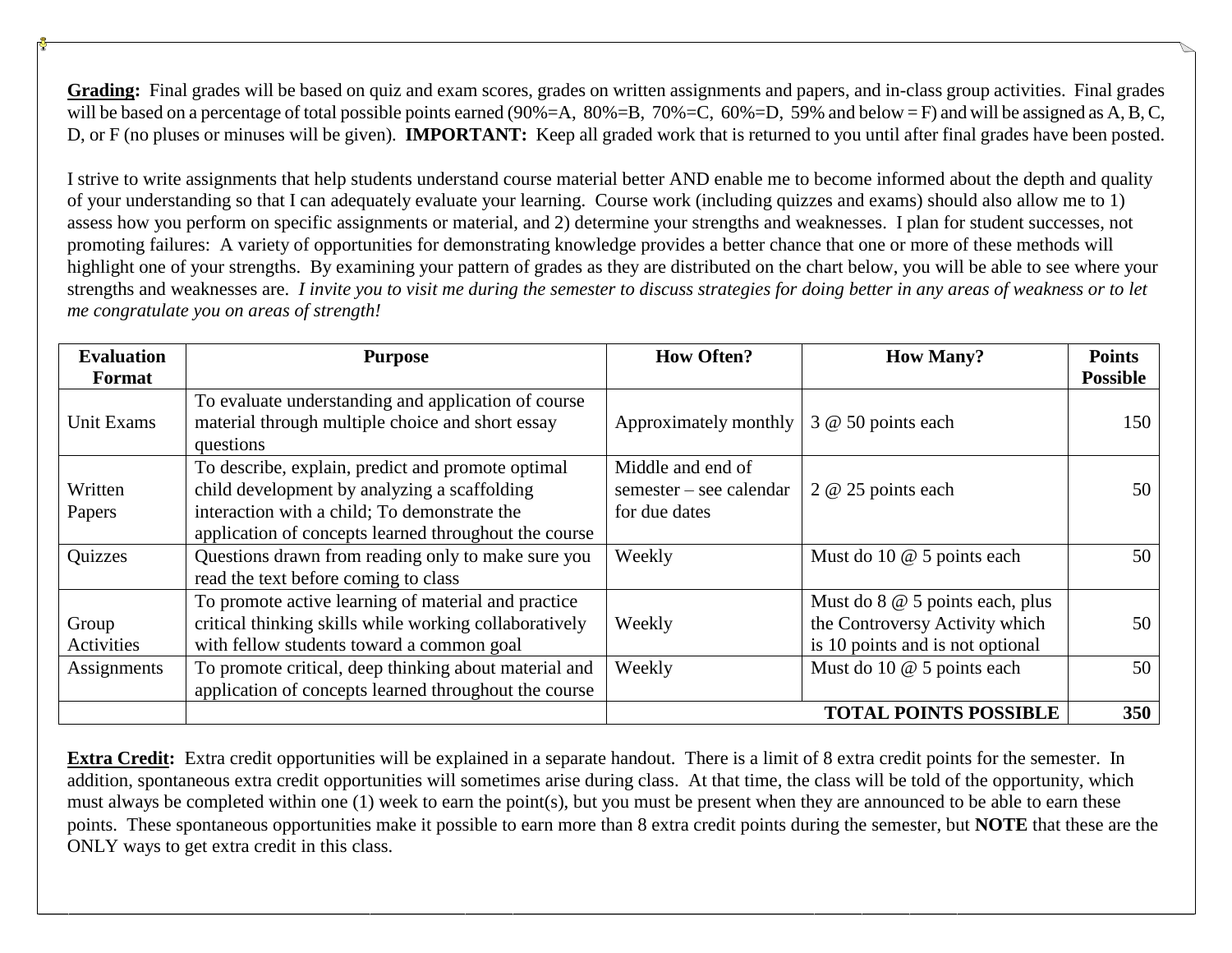**Grading:** Final grades will be based on quiz and exam scores, grades on written assignments and papers, and in-class group activities. Final grades will be based on a percentage of total possible points earned (90%=A, 80%=B, 70%=C, 60%=D, 59% and below = F) and will be assigned as A, B, C, D, or F (no pluses or minuses will be given). **IMPORTANT:** Keep all graded work that is returned to you until after final grades have been posted.

I strive to write assignments that help students understand course material better AND enable me to become informed about the depth and quality of your understanding so that I can adequately evaluate your learning. Course work (including quizzes and exams) should also allow me to 1) assess how you perform on specific assignments or material, and 2) determine your strengths and weaknesses. I plan for student successes, not promoting failures: A variety of opportunities for demonstrating knowledge provides a better chance that one or more of these methods will highlight one of your strengths. By examining your pattern of grades as they are distributed on the chart below, you will be able to see where your strengths and weaknesses are. *I invite you to visit me during the semester to discuss strategies for doing better in any areas of weakness or to let me congratulate you on areas of strength!*

| Evaluation Format | Purpose | How Often? | How Many? | Points Possible |
|---|---|---|---|---|
| Unit Exams | To evaluate understanding and application of course material through multiple choice and short essay questions | Approximately monthly | 3 @ 50 points each | 150 |
| Written Papers | To describe, explain, predict and promote optimal child development by analyzing a scaffolding interaction with a child; To demonstrate the application of concepts learned throughout the course | Middle and end of semester – see calendar for due dates | 2 @ 25 points each | 50 |
| Quizzes | Questions drawn from reading only to make sure you read the text before coming to class | Weekly | Must do 10 @ 5 points each | 50 |
| Group Activities | To promote active learning of material and practice critical thinking skills while working collaboratively with fellow students toward a common goal | Weekly | Must do 8 @ 5 points each, plus the Controversy Activity which is 10 points and is not optional | 50 |
| Assignments | To promote critical, deep thinking about material and application of concepts learned throughout the course | Weekly | Must do 10 @ 5 points each | 50 |
| | | | **TOTAL POINTS POSSIBLE** | **350** |

**Extra Credit:** Extra credit opportunities will be explained in a separate handout. There is a limit of 8 extra credit points for the semester. In addition, spontaneous extra credit opportunities will sometimes arise during class. At that time, the class will be told of the opportunity, which must always be completed within one (1) week to earn the point(s), but you must be present when they are announced to be able to earn these points. These spontaneous opportunities make it possible to earn more than 8 extra credit points during the semester, but **NOTE** that these are the ONLY ways to get extra credit in this class.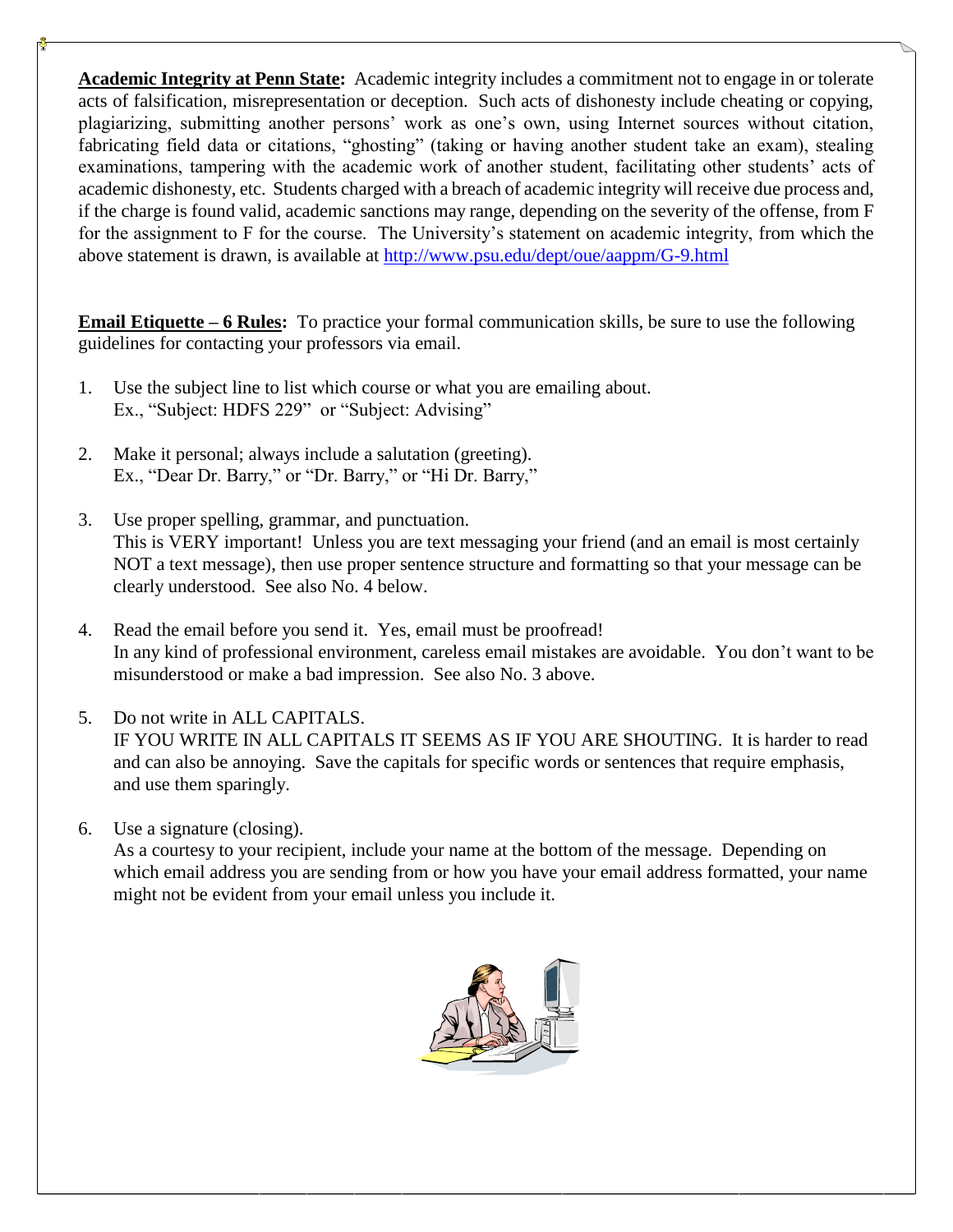**Academic Integrity at Penn State:** Academic integrity includes a commitment not to engage in or tolerate acts of falsification, misrepresentation or deception. Such acts of dishonesty include cheating or copying, plagiarizing, submitting another persons' work as one's own, using Internet sources without citation, fabricating field data or citations, "ghosting" (taking or having another student take an exam), stealing examinations, tampering with the academic work of another student, facilitating other students' acts of academic dishonesty, etc. Students charged with a breach of academic integrity will receive due process and, if the charge is found valid, academic sanctions may range, depending on the severity of the offense, from F for the assignment to F for the course. The University's statement on academic integrity, from which the above statement is drawn, is available at http://www.psu.edu/dept/oue/aappm/G-9.html

**Email Etiquette – 6 Rules:** To practice your formal communication skills, be sure to use the following guidelines for contacting your professors via email.

1. Use the subject line to list which course or what you are emailing about.
   Ex., "Subject: HDFS 229" or "Subject: Advising"

2. Make it personal; always include a salutation (greeting).
   Ex., "Dear Dr. Barry," or "Dr. Barry," or "Hi Dr. Barry,"

3. Use proper spelling, grammar, and punctuation.
   This is VERY important! Unless you are text messaging your friend (and an email is most certainly NOT a text message), then use proper sentence structure and formatting so that your message can be clearly understood. See also No. 4 below.

4. Read the email before you send it. Yes, email must be proofread!
   In any kind of professional environment, careless email mistakes are avoidable. You don't want to be misunderstood or make a bad impression. See also No. 3 above.

5. Do not write in ALL CAPITALS.
   IF YOU WRITE IN ALL CAPITALS IT SEEMS AS IF YOU ARE SHOUTING. It is harder to read and can also be annoying. Save the capitals for specific words or sentences that require emphasis, and use them sparingly.

6. Use a signature (closing).
   As a courtesy to your recipient, include your name at the bottom of the message. Depending on which email address you are sending from or how you have your email address formatted, your name might not be evident from your email unless you include it.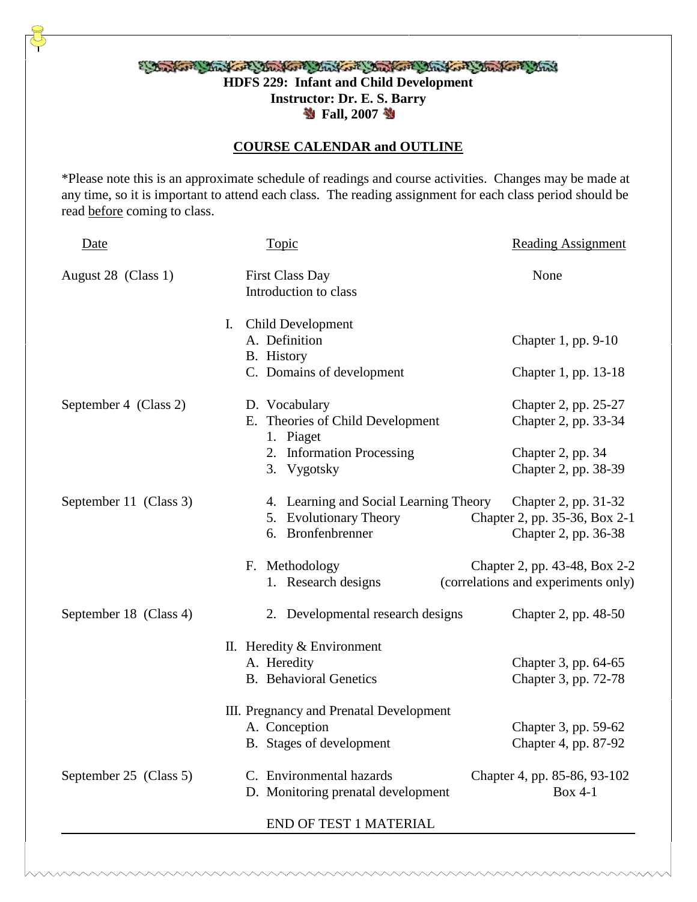**HDFS 229: Infant and Child Development**
**Instructor: Dr. E. S. Barry**
**Fall, 2007**

## COURSE CALENDAR and OUTLINE

*Please note this is an approximate schedule of readings and course activities. Changes may be made at any time, so it is important to attend each class. The reading assignment for each class period should be read before coming to class.

| Date | Topic | Reading Assignment |
| --- | --- | --- |
| August 28 (Class 1) | First Class Day<br>Introduction to class | None |
| | I. Child Development | |
| | A. Definition | Chapter 1, pp. 9-10 |
| | B. History | |
| | C. Domains of development | Chapter 1, pp. 13-18 |
| September 4 (Class 2) | D. Vocabulary | Chapter 2, pp. 25-27 |
| | E. Theories of Child Development | Chapter 2, pp. 33-34 |
| | 1. Piaget | |
| | 2. Information Processing | Chapter 2, pp. 34 |
| | 3. Vygotsky | Chapter 2, pp. 38-39 |
| September 11 (Class 3) | 4. Learning and Social Learning Theory | Chapter 2, pp. 31-32 |
| | 5. Evolutionary Theory | Chapter 2, pp. 35-36, Box 2-1 |
| | 6. Bronfenbrenner | Chapter 2, pp. 36-38 |
| | F. Methodology | Chapter 2, pp. 43-48, Box 2-2 |
| | 1. Research designs | (correlations and experiments only) |
| September 18 (Class 4) | 2. Developmental research designs | Chapter 2, pp. 48-50 |
| | II. Heredity & Environment | |
| | A. Heredity | Chapter 3, pp. 64-65 |
| | B. Behavioral Genetics | Chapter 3, pp. 72-78 |
| | III. Pregnancy and Prenatal Development | |
| | A. Conception | Chapter 3, pp. 59-62 |
| | B. Stages of development | Chapter 4, pp. 87-92 |
| September 25 (Class 5) | C. Environmental hazards | Chapter 4, pp. 85-86, 93-102 |
| | D. Monitoring prenatal development | Box 4-1 |

END OF TEST 1 MATERIAL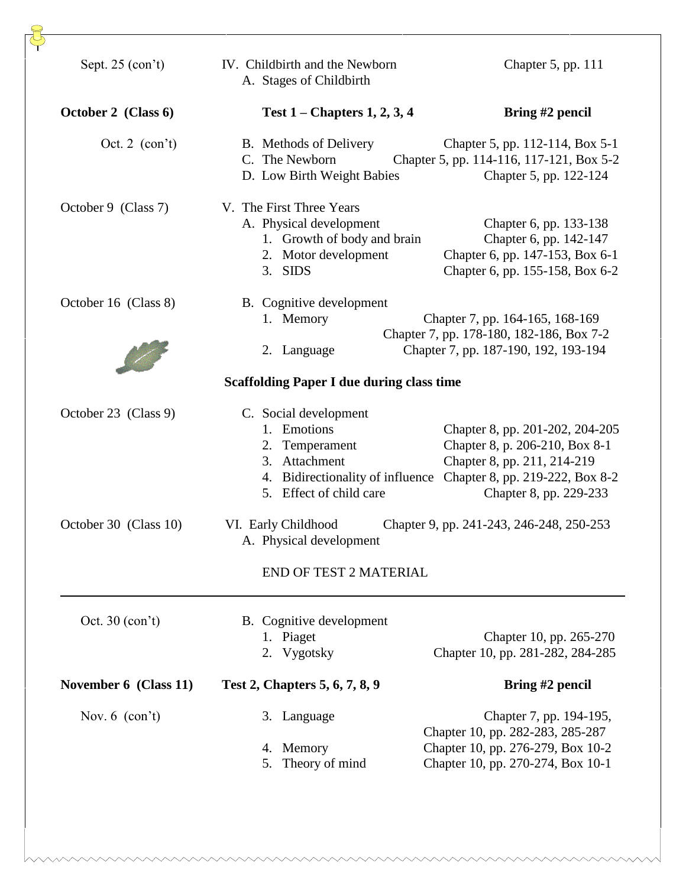| Date | Topic | Reading |
|---|---|---|
| Sept. 25 (con't) | IV. Childbirth and the Newborn | Chapter 5, pp. 111 |
| | A. Stages of Childbirth | |
| **October 2 (Class 6)** | **Test 1 – Chapters 1, 2, 3, 4** | **Bring #2 pencil** |
| Oct. 2 (con't) | B. Methods of Delivery | Chapter 5, pp. 112-114, Box 5-1 |
| | C. The Newborn | Chapter 5, pp. 114-116, 117-121, Box 5-2 |
| | D. Low Birth Weight Babies | Chapter 5, pp. 122-124 |
| October 9 (Class 7) | V. The First Three Years | |
| | A. Physical development | Chapter 6, pp. 133-138 |
| | 1. Growth of body and brain | Chapter 6, pp. 142-147 |
| | 2. Motor development | Chapter 6, pp. 147-153, Box 6-1 |
| | 3. SIDS | Chapter 6, pp. 155-158, Box 6-2 |
| October 16 (Class 8) | B. Cognitive development | |
| | 1. Memory | Chapter 7, pp. 164-165, 168-169 |
| | | Chapter 7, pp. 178-180, 182-186, Box 7-2 |
| | 2. Language | Chapter 7, pp. 187-190, 192, 193-194 |
| | **Scaffolding Paper I due during class time** | |
| October 23 (Class 9) | C. Social development | |
| | 1. Emotions | Chapter 8, pp. 201-202, 204-205 |
| | 2. Temperament | Chapter 8, p. 206-210, Box 8-1 |
| | 3. Attachment | Chapter 8, pp. 211, 214-219 |
| | 4. Bidirectionality of influence | Chapter 8, pp. 219-222, Box 8-2 |
| | 5. Effect of child care | Chapter 8, pp. 229-233 |
| October 30 (Class 10) | VI. Early Childhood | Chapter 9, pp. 241-243, 246-248, 250-253 |
| | A. Physical development | |
| | END OF TEST 2 MATERIAL | |

---

| Date | Topic | Reading |
|---|---|---|
| Oct. 30 (con't) | B. Cognitive development | |
| | 1. Piaget | Chapter 10, pp. 265-270 |
| | 2. Vygotsky | Chapter 10, pp. 281-282, 284-285 |
| **November 6 (Class 11)** | **Test 2, Chapters 5, 6, 7, 8, 9** | **Bring #2 pencil** |
| Nov. 6 (con't) | 3. Language | Chapter 7, pp. 194-195, |
| | | Chapter 10, pp. 282-283, 285-287 |
| | 4. Memory | Chapter 10, pp. 276-279, Box 10-2 |
| | 5. Theory of mind | Chapter 10, pp. 270-274, Box 10-1 |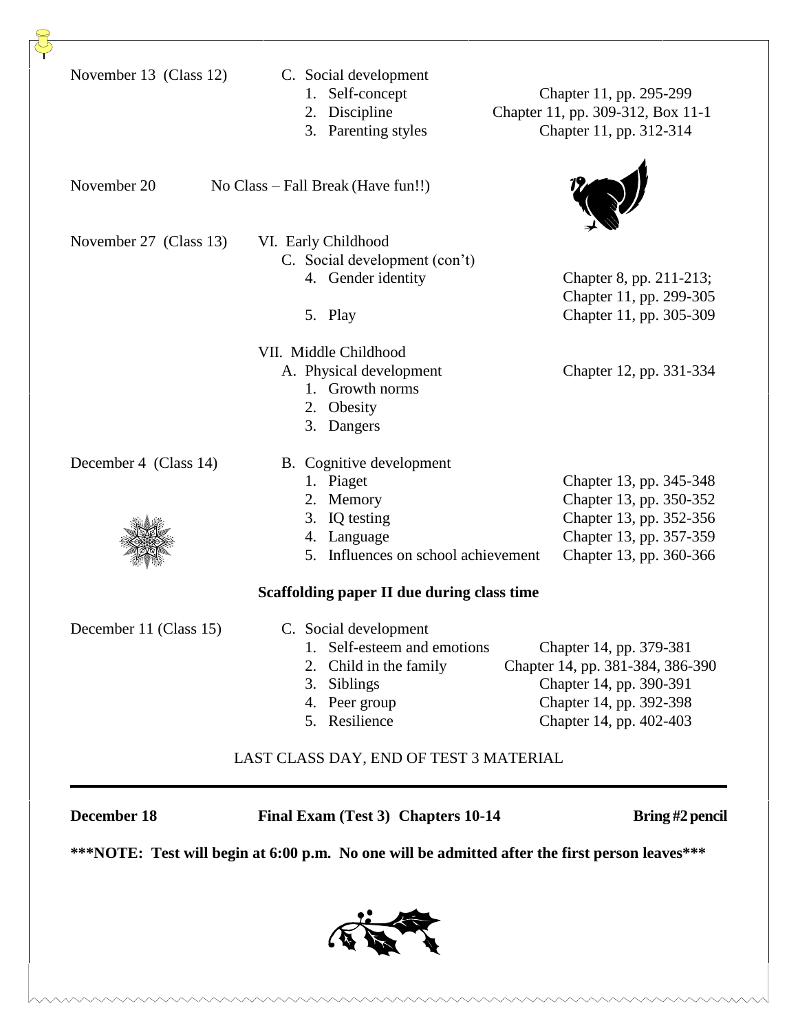| Date | Topic | Reading |
| --- | --- | --- |
| November 13 (Class 12) | C. Social development | |
| | 1. Self-concept | Chapter 11, pp. 295-299 |
| | 2. Discipline | Chapter 11, pp. 309-312, Box 11-1 |
| | 3. Parenting styles | Chapter 11, pp. 312-314 |
| November 20 | No Class – Fall Break (Have fun!!) | |
| November 27 (Class 13) | VI. Early Childhood | |
| | C. Social development (con't) | |
| | 4. Gender identity | Chapter 8, pp. 211-213; Chapter 11, pp. 299-305 |
| | 5. Play | Chapter 11, pp. 305-309 |
| | VII. Middle Childhood | |
| | A. Physical development | Chapter 12, pp. 331-334 |
| | 1. Growth norms | |
| | 2. Obesity | |
| | 3. Dangers | |
| December 4 (Class 14) | B. Cognitive development | |
| | 1. Piaget | Chapter 13, pp. 345-348 |
| | 2. Memory | Chapter 13, pp. 350-352 |
| | 3. IQ testing | Chapter 13, pp. 352-356 |
| | 4. Language | Chapter 13, pp. 357-359 |
| | 5. Influences on school achievement | Chapter 13, pp. 360-366 |
| | **Scaffolding paper II due during class time** | |
| December 11 (Class 15) | C. Social development | |
| | 1. Self-esteem and emotions | Chapter 14, pp. 379-381 |
| | 2. Child in the family | Chapter 14, pp. 381-384, 386-390 |
| | 3. Siblings | Chapter 14, pp. 390-391 |
| | 4. Peer group | Chapter 14, pp. 392-398 |
| | 5. Resilience | Chapter 14, pp. 402-403 |

LAST CLASS DAY, END OF TEST 3 MATERIAL

---

**December 18** **Final Exam (Test 3) Chapters 10-14** **Bring #2 pencil**

**\*\*\*NOTE: Test will begin at 6:00 p.m. No one will be admitted after the first person leaves\*\*\***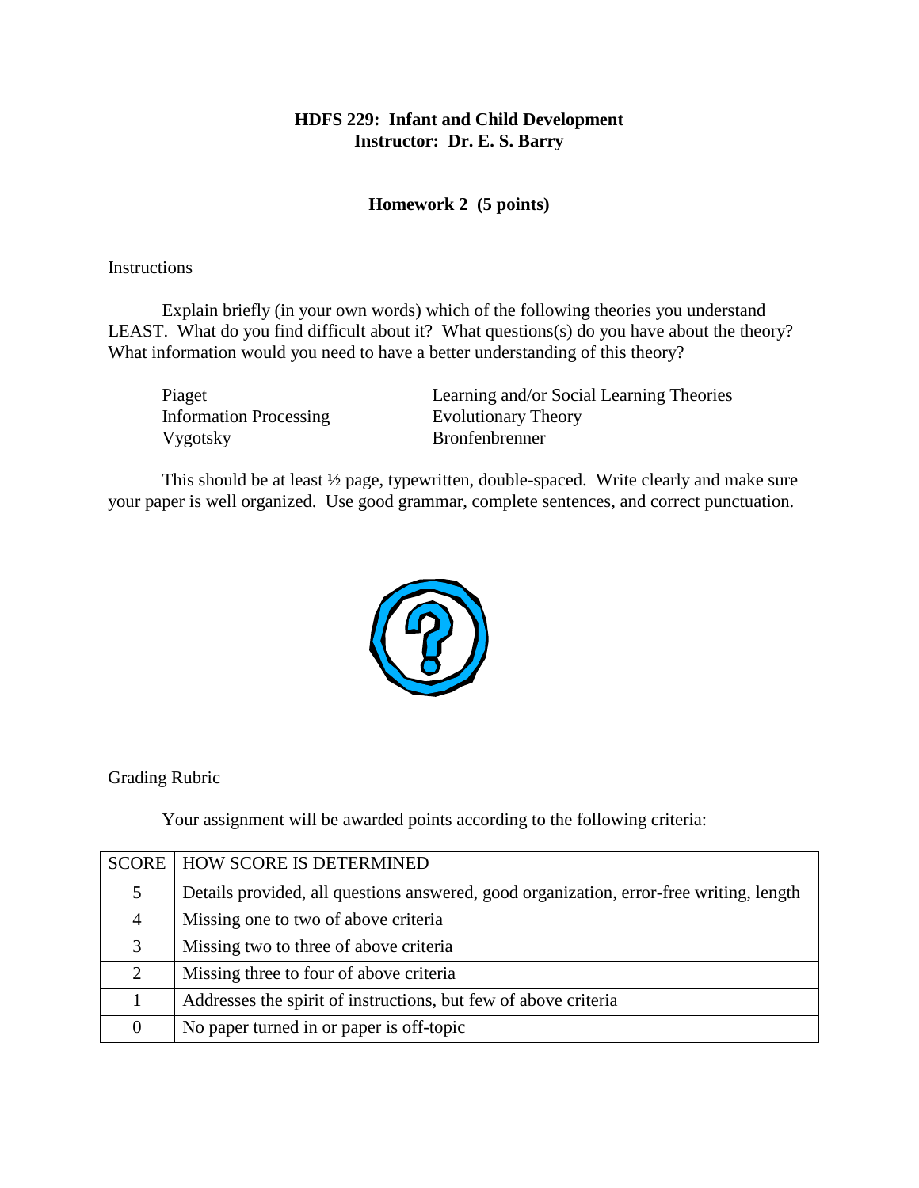**HDFS 229: Infant and Child Development**
**Instructor: Dr. E. S. Barry**

**Homework 2 (5 points)**

Instructions

Explain briefly (in your own words) which of the following theories you understand LEAST. What do you find difficult about it? What questions(s) do you have about the theory? What information would you need to have a better understanding of this theory?

- Piaget
- Information Processing
- Vygotsky
- Learning and/or Social Learning Theories
- Evolutionary Theory
- Bronfenbrenner

This should be at least ½ page, typewritten, double-spaced. Write clearly and make sure your paper is well organized. Use good grammar, complete sentences, and correct punctuation.

Grading Rubric

Your assignment will be awarded points according to the following criteria:

| SCORE | HOW SCORE IS DETERMINED |
|---|---|
| 5 | Details provided, all questions answered, good organization, error-free writing, length |
| 4 | Missing one to two of above criteria |
| 3 | Missing two to three of above criteria |
| 2 | Missing three to four of above criteria |
| 1 | Addresses the spirit of instructions, but few of above criteria |
| 0 | No paper turned in or paper is off-topic |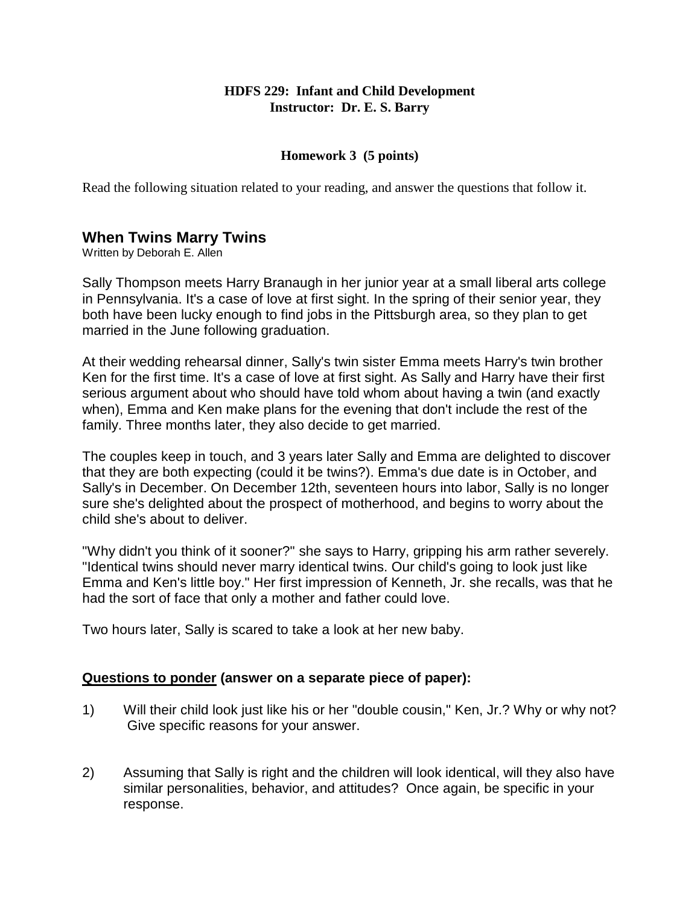**HDFS 229: Infant and Child Development**
**Instructor: Dr. E. S. Barry**

**Homework 3 (5 points)**

Read the following situation related to your reading, and answer the questions that follow it.

## When Twins Marry Twins

Written by Deborah E. Allen

Sally Thompson meets Harry Branaugh in her junior year at a small liberal arts college in Pennsylvania. It's a case of love at first sight. In the spring of their senior year, they both have been lucky enough to find jobs in the Pittsburgh area, so they plan to get married in the June following graduation.

At their wedding rehearsal dinner, Sally's twin sister Emma meets Harry's twin brother Ken for the first time. It's a case of love at first sight. As Sally and Harry have their first serious argument about who should have told whom about having a twin (and exactly when), Emma and Ken make plans for the evening that don't include the rest of the family. Three months later, they also decide to get married.

The couples keep in touch, and 3 years later Sally and Emma are delighted to discover that they are both expecting (could it be twins?). Emma's due date is in October, and Sally's in December. On December 12th, seventeen hours into labor, Sally is no longer sure she's delighted about the prospect of motherhood, and begins to worry about the child she's about to deliver.

"Why didn't you think of it sooner?" she says to Harry, gripping his arm rather severely. "Identical twins should never marry identical twins. Our child's going to look just like Emma and Ken's little boy." Her first impression of Kenneth, Jr. she recalls, was that he had the sort of face that only a mother and father could love.

Two hours later, Sally is scared to take a look at her new baby.

**<u>Questions to ponder</u> (answer on a separate piece of paper):**

1) Will their child look just like his or her "double cousin," Ken, Jr.? Why or why not? Give specific reasons for your answer.

2) Assuming that Sally is right and the children will look identical, will they also have similar personalities, behavior, and attitudes? Once again, be specific in your response.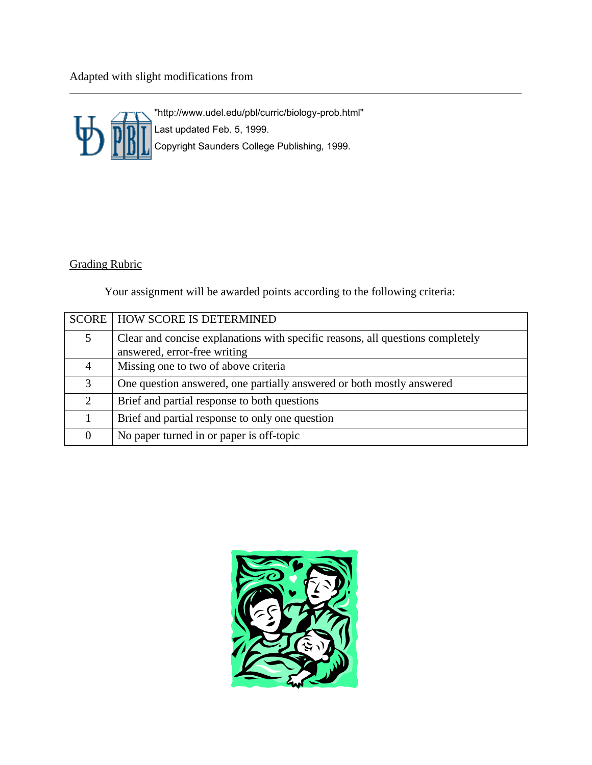Adapted with slight modifications from

"http://www.udel.edu/pbl/curric/biology-prob.html"
Last updated Feb. 5, 1999.
Copyright Saunders College Publishing, 1999.

Grading Rubric

Your assignment will be awarded points according to the following criteria:

| SCORE | HOW SCORE IS DETERMINED |
|---|---|
| 5 | Clear and concise explanations with specific reasons, all questions completely answered, error-free writing |
| 4 | Missing one to two of above criteria |
| 3 | One question answered, one partially answered or both mostly answered |
| 2 | Brief and partial response to both questions |
| 1 | Brief and partial response to only one question |
| 0 | No paper turned in or paper is off-topic |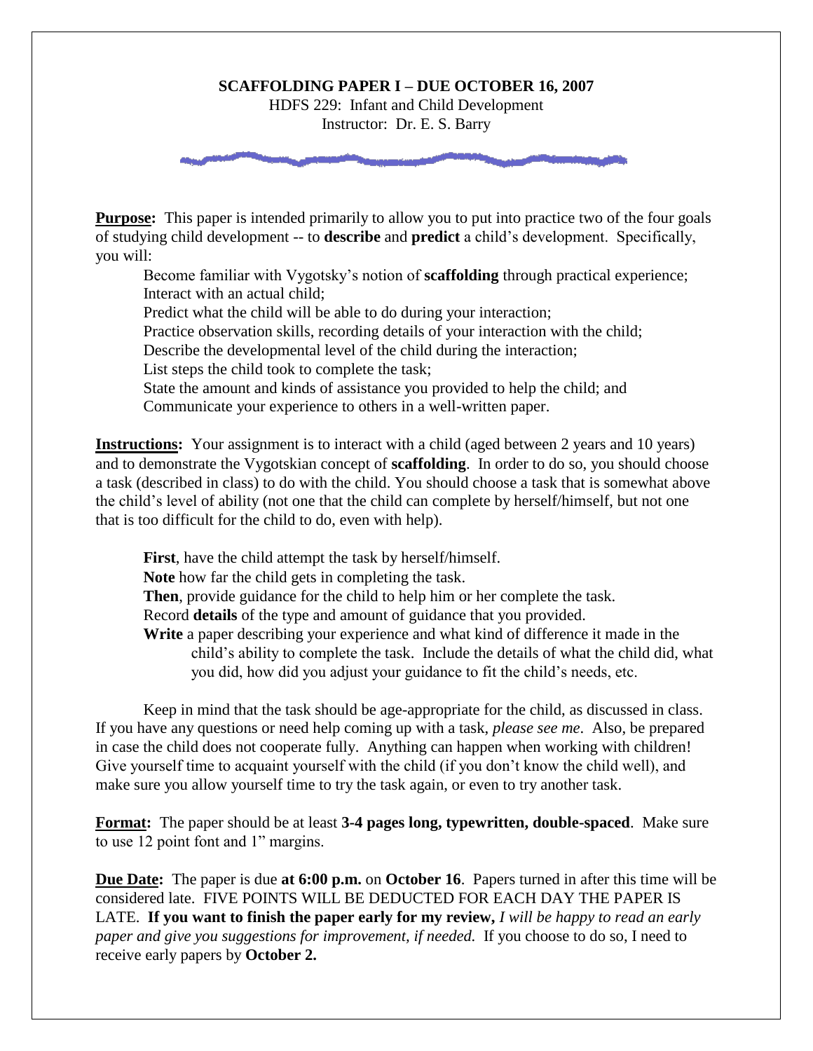**SCAFFOLDING PAPER I – DUE OCTOBER 16, 2007**

HDFS 229: Infant and Child Development

Instructor: Dr. E. S. Barry

**Purpose:** This paper is intended primarily to allow you to put into practice two of the four goals of studying child development -- to **describe** and **predict** a child's development. Specifically, you will:

Become familiar with Vygotsky's notion of **scaffolding** through practical experience;
Interact with an actual child;
Predict what the child will be able to do during your interaction;
Practice observation skills, recording details of your interaction with the child;
Describe the developmental level of the child during the interaction;
List steps the child took to complete the task;
State the amount and kinds of assistance you provided to help the child; and
Communicate your experience to others in a well-written paper.

**Instructions:** Your assignment is to interact with a child (aged between 2 years and 10 years) and to demonstrate the Vygotskian concept of **scaffolding**. In order to do so, you should choose a task (described in class) to do with the child. You should choose a task that is somewhat above the child's level of ability (not one that the child can complete by herself/himself, but not one that is too difficult for the child to do, even with help).

**First**, have the child attempt the task by herself/himself.
**Note** how far the child gets in completing the task.
**Then**, provide guidance for the child to help him or her complete the task.
Record **details** of the type and amount of guidance that you provided.
**Write** a paper describing your experience and what kind of difference it made in the child's ability to complete the task. Include the details of what the child did, what you did, how did you adjust your guidance to fit the child's needs, etc.

Keep in mind that the task should be age-appropriate for the child, as discussed in class. If you have any questions or need help coming up with a task, *please see me*. Also, be prepared in case the child does not cooperate fully. Anything can happen when working with children! Give yourself time to acquaint yourself with the child (if you don't know the child well), and make sure you allow yourself time to try the task again, or even to try another task.

**Format:** The paper should be at least **3-4 pages long, typewritten, double-spaced**. Make sure to use 12 point font and 1" margins.

**Due Date:** The paper is due **at 6:00 p.m.** on **October 16**. Papers turned in after this time will be considered late. FIVE POINTS WILL BE DEDUCTED FOR EACH DAY THE PAPER IS LATE. **If you want to finish the paper early for my review,** *I will be happy to read an early paper and give you suggestions for improvement, if needed.* If you choose to do so, I need to receive early papers by **October 2.**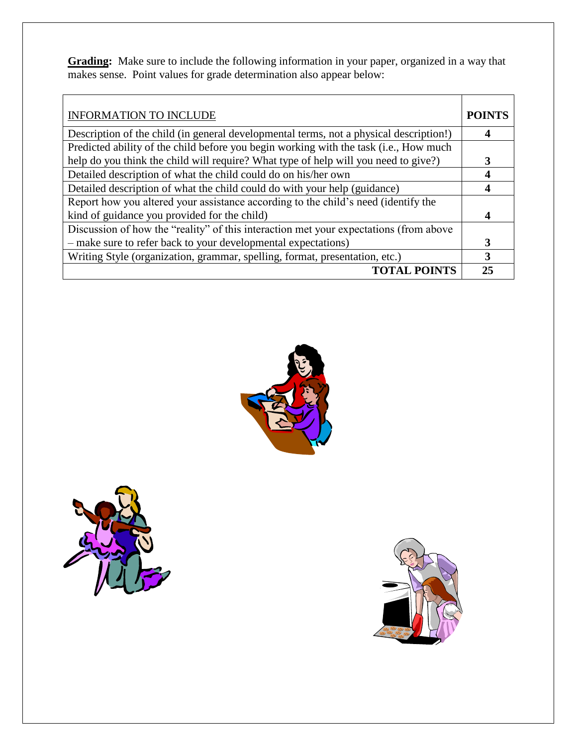**Grading:** Make sure to include the following information in your paper, organized in a way that makes sense. Point values for grade determination also appear below:

| INFORMATION TO INCLUDE | POINTS |
|---|---|
| Description of the child (in general developmental terms, not a physical description!) | 4 |
| Predicted ability of the child before you begin working with the task (i.e., How much help do you think the child will require? What type of help will you need to give?) | 3 |
| Detailed description of what the child could do on his/her own | 4 |
| Detailed description of what the child could do with your help (guidance) | 4 |
| Report how you altered your assistance according to the child's need (identify the kind of guidance you provided for the child) | 4 |
| Discussion of how the "reality" of this interaction met your expectations (from above – make sure to refer back to your developmental expectations) | 3 |
| Writing Style (organization, grammar, spelling, format, presentation, etc.) | 3 |
| **TOTAL POINTS** | **25** |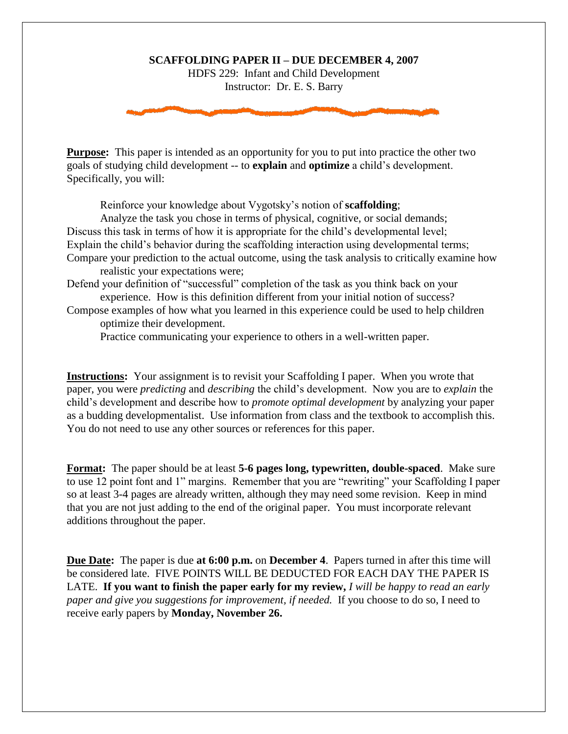**SCAFFOLDING PAPER II – DUE DECEMBER 4, 2007**

HDFS 229: Infant and Child Development

Instructor: Dr. E. S. Barry

**Purpose:** This paper is intended as an opportunity for you to put into practice the other two goals of studying child development -- to **explain** and **optimize** a child's development. Specifically, you will:

- Reinforce your knowledge about Vygotsky's notion of **scaffolding**;
- Analyze the task you chose in terms of physical, cognitive, or social demands;
- Discuss this task in terms of how it is appropriate for the child's developmental level;
- Explain the child's behavior during the scaffolding interaction using developmental terms;
- Compare your prediction to the actual outcome, using the task analysis to critically examine how realistic your expectations were;
- Defend your definition of "successful" completion of the task as you think back on your experience. How is this definition different from your initial notion of success?
- Compose examples of how what you learned in this experience could be used to help children optimize their development.
- Practice communicating your experience to others in a well-written paper.

**Instructions:** Your assignment is to revisit your Scaffolding I paper. When you wrote that paper, you were *predicting* and *describing* the child's development. Now you are to *explain* the child's development and describe how to *promote optimal development* by analyzing your paper as a budding developmentalist. Use information from class and the textbook to accomplish this. You do not need to use any other sources or references for this paper.

**Format:** The paper should be at least **5-6 pages long, typewritten, double-spaced**. Make sure to use 12 point font and 1" margins. Remember that you are "rewriting" your Scaffolding I paper so at least 3-4 pages are already written, although they may need some revision. Keep in mind that you are not just adding to the end of the original paper. You must incorporate relevant additions throughout the paper.

**Due Date:** The paper is due **at 6:00 p.m.** on **December 4**. Papers turned in after this time will be considered late. FIVE POINTS WILL BE DEDUCTED FOR EACH DAY THE PAPER IS LATE. **If you want to finish the paper early for my review,** *I will be happy to read an early paper and give you suggestions for improvement, if needed.* If you choose to do so, I need to receive early papers by **Monday, November 26.**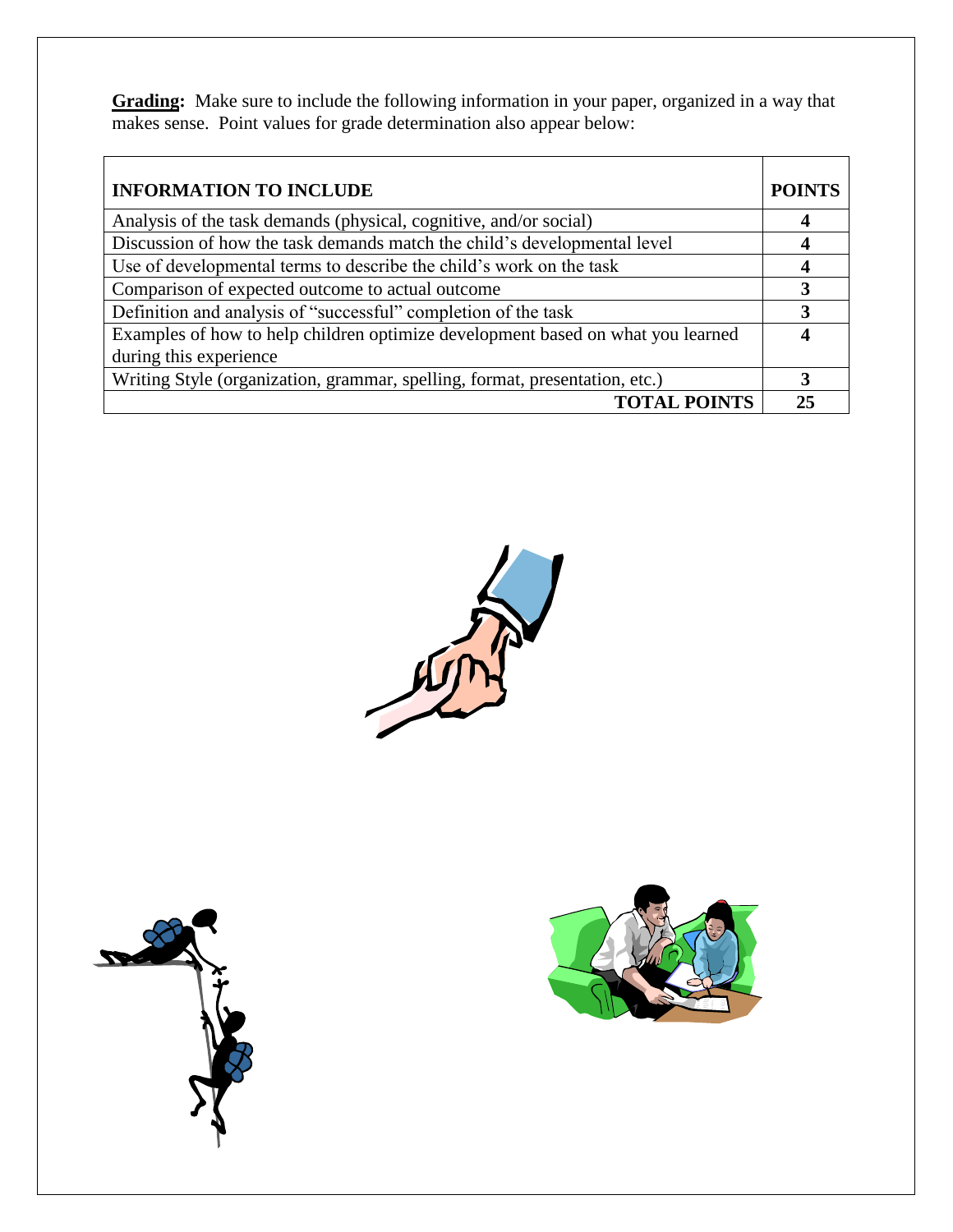**Grading:** Make sure to include the following information in your paper, organized in a way that makes sense. Point values for grade determination also appear below:

| INFORMATION TO INCLUDE | POINTS |
|---|---|
| Analysis of the task demands (physical, cognitive, and/or social) | 4 |
| Discussion of how the task demands match the child's developmental level | 4 |
| Use of developmental terms to describe the child's work on the task | 4 |
| Comparison of expected outcome to actual outcome | 3 |
| Definition and analysis of "successful" completion of the task | 3 |
| Examples of how to help children optimize development based on what you learned during this experience | 4 |
| Writing Style (organization, grammar, spelling, format, presentation, etc.) | 3 |
| **TOTAL POINTS** | **25** |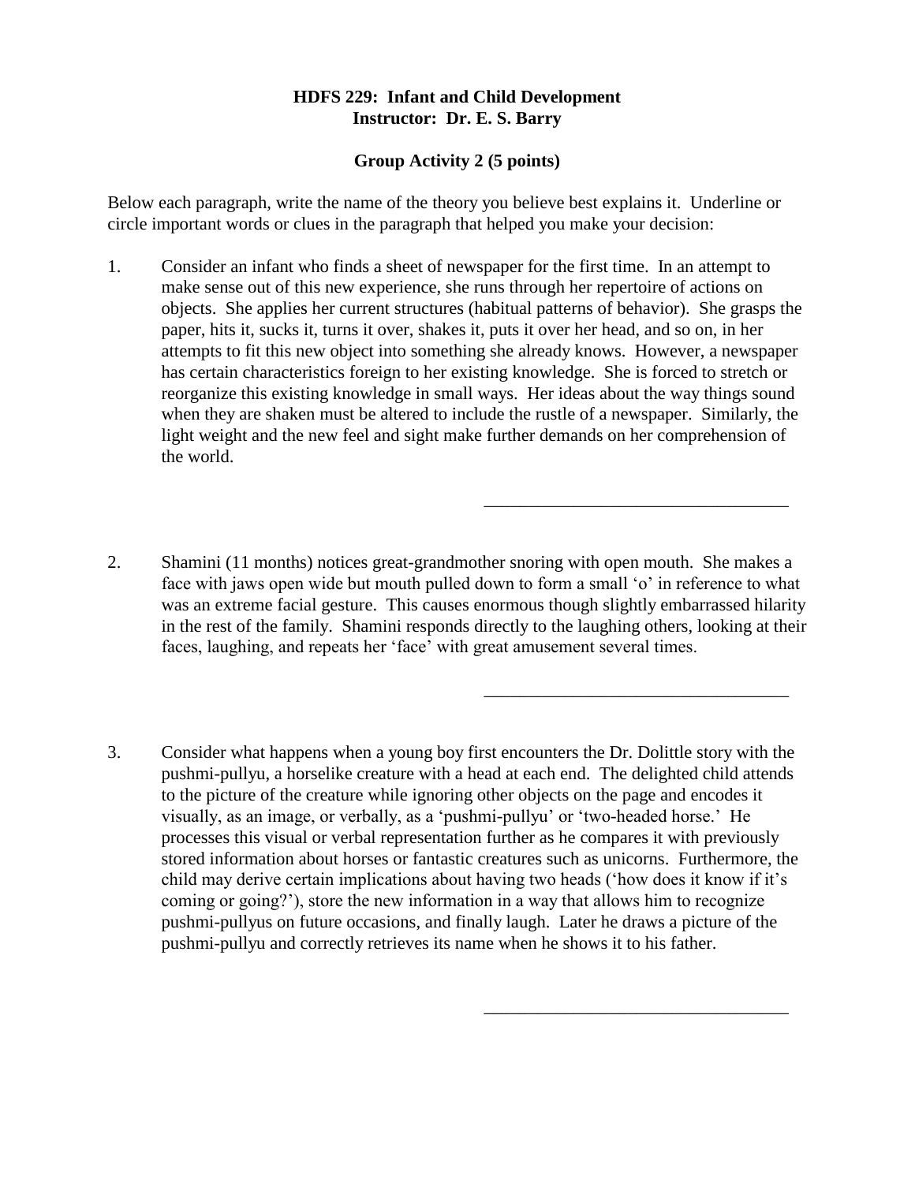**HDFS 229: Infant and Child Development**
**Instructor: Dr. E. S. Barry**

**Group Activity 2 (5 points)**

Below each paragraph, write the name of the theory you believe best explains it. Underline or circle important words or clues in the paragraph that helped you make your decision:

1. Consider an infant who finds a sheet of newspaper for the first time. In an attempt to make sense out of this new experience, she runs through her repertoire of actions on objects. She applies her current structures (habitual patterns of behavior). She grasps the paper, hits it, sucks it, turns it over, shakes it, puts it over her head, and so on, in her attempts to fit this new object into something she already knows. However, a newspaper has certain characteristics foreign to her existing knowledge. She is forced to stretch or reorganize this existing knowledge in small ways. Her ideas about the way things sound when they are shaken must be altered to include the rustle of a newspaper. Similarly, the light weight and the new feel and sight make further demands on her comprehension of the world.

   ___________________________________

2. Shamini (11 months) notices great-grandmother snoring with open mouth. She makes a face with jaws open wide but mouth pulled down to form a small 'o' in reference to what was an extreme facial gesture. This causes enormous though slightly embarrassed hilarity in the rest of the family. Shamini responds directly to the laughing others, looking at their faces, laughing, and repeats her 'face' with great amusement several times.

   ___________________________________

3. Consider what happens when a young boy first encounters the Dr. Dolittle story with the pushmi-pullyu, a horselike creature with a head at each end. The delighted child attends to the picture of the creature while ignoring other objects on the page and encodes it visually, as an image, or verbally, as a 'pushmi-pullyu' or 'two-headed horse.' He processes this visual or verbal representation further as he compares it with previously stored information about horses or fantastic creatures such as unicorns. Furthermore, the child may derive certain implications about having two heads ('how does it know if it's coming or going?'), store the new information in a way that allows him to recognize pushmi-pullyus on future occasions, and finally laugh. Later he draws a picture of the pushmi-pullyu and correctly retrieves its name when he shows it to his father.

   ___________________________________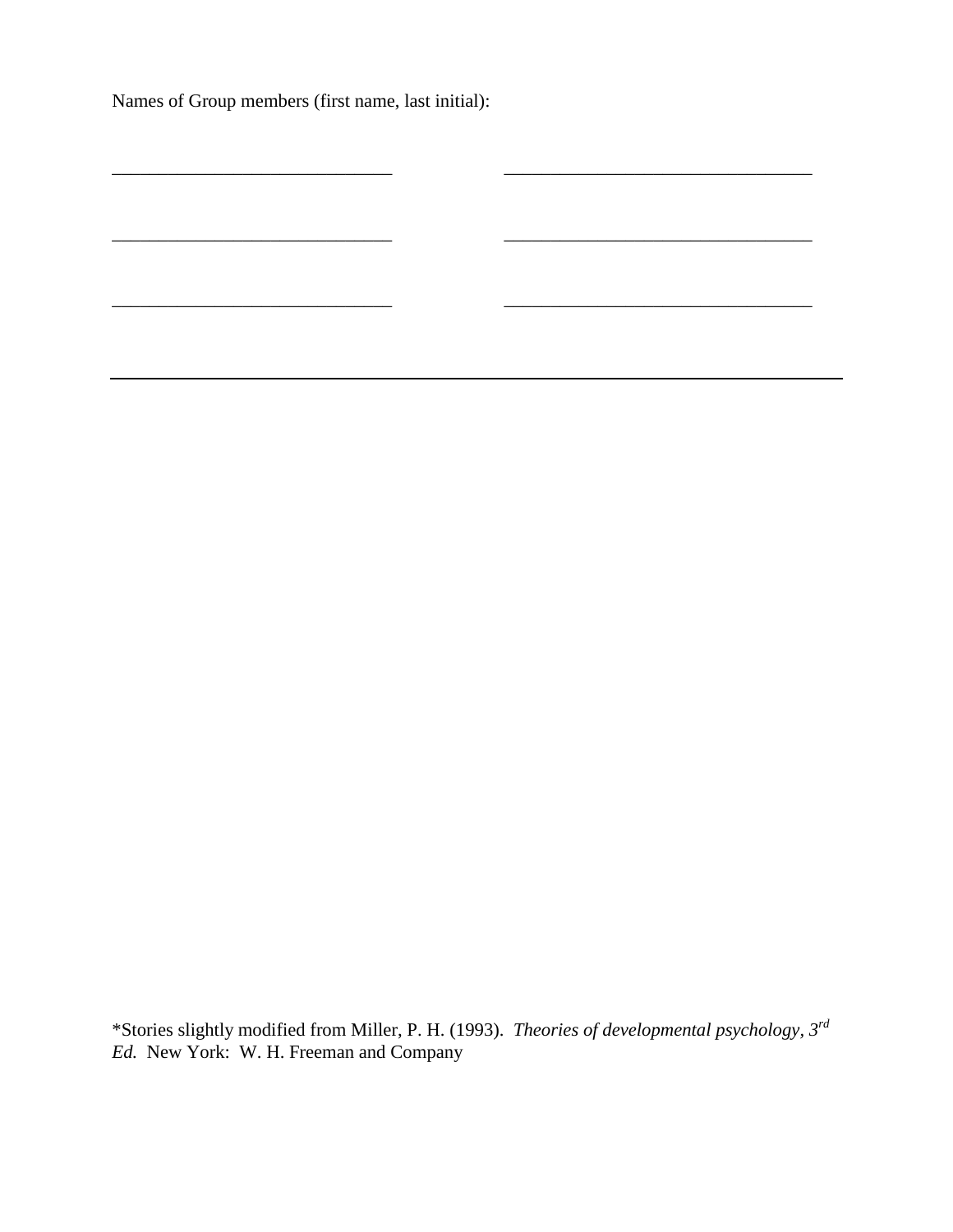Names of Group members (first name, last initial):

______________________________ ______________________________

______________________________ ______________________________

______________________________ ______________________________

---

*Stories slightly modified from Miller, P. H. (1993). *Theories of developmental psychology*, *3rd Ed.* New York: W. H. Freeman and Company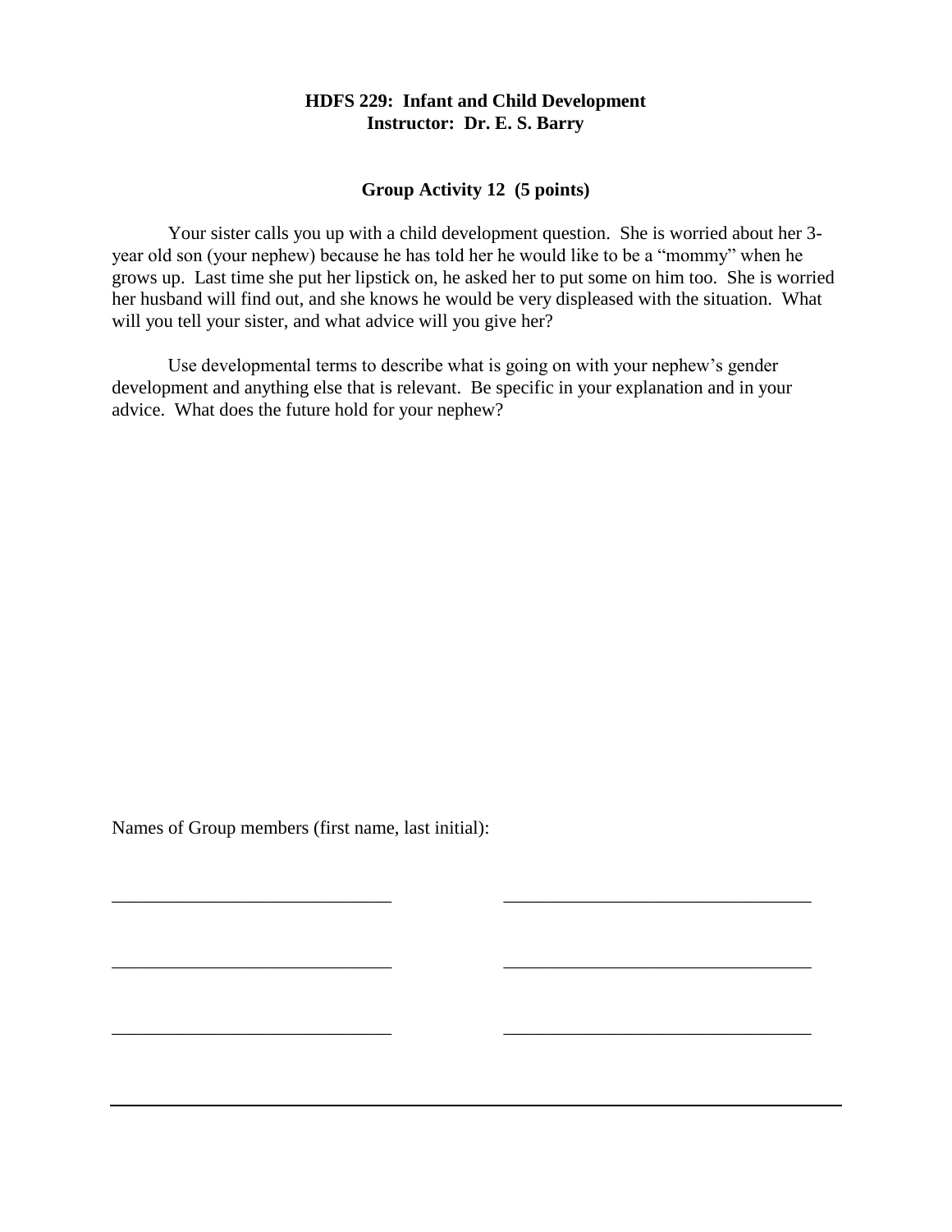**HDFS 229: Infant and Child Development**
**Instructor: Dr. E. S. Barry**

**Group Activity 12 (5 points)**

Your sister calls you up with a child development question. She is worried about her 3-year old son (your nephew) because he has told her he would like to be a "mommy" when he grows up. Last time she put her lipstick on, he asked her to put some on him too. She is worried her husband will find out, and she knows he would be very displeased with the situation. What will you tell your sister, and what advice will you give her?

Use developmental terms to describe what is going on with your nephew's gender development and anything else that is relevant. Be specific in your explanation and in your advice. What does the future hold for your nephew?

Names of Group members (first name, last initial):

______________________________ ______________________________

______________________________ ______________________________

______________________________ ______________________________